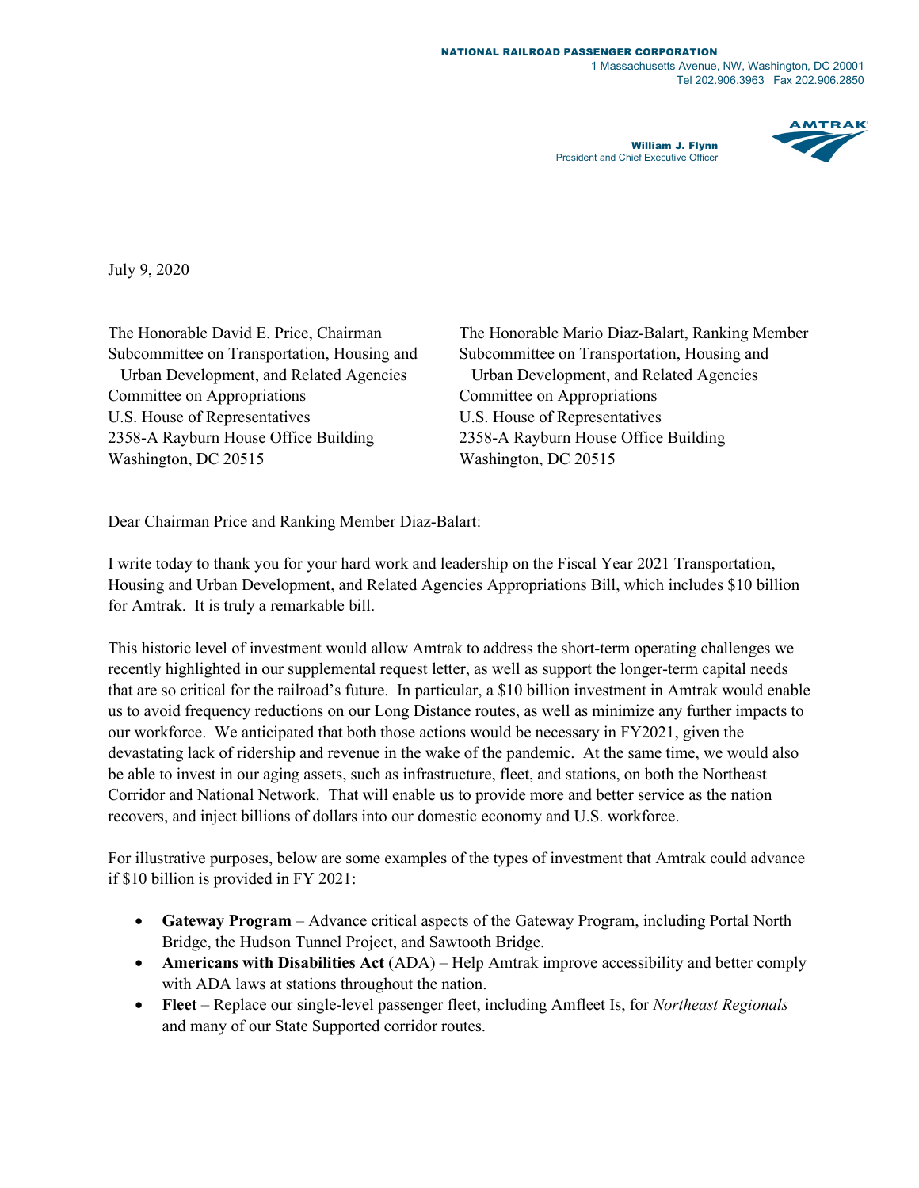NATIONAL RAILROAD PASSENGER CORPORATION
1 Massachusetts Avenue, NW, Washington, DC 20001
Tel 202.906.3963 Fax 202.906.2850

**William J. Flynn**
President and Chief Executive Officer

AMTRAK

July 9, 2020

The Honorable David E. Price, Chairman
Subcommittee on Transportation, Housing and Urban Development, and Related Agencies
Committee on Appropriations
U.S. House of Representatives
2358-A Rayburn House Office Building
Washington, DC 20515

The Honorable Mario Diaz-Balart, Ranking Member
Subcommittee on Transportation, Housing and Urban Development, and Related Agencies
Committee on Appropriations
U.S. House of Representatives
2358-A Rayburn House Office Building
Washington, DC 20515

Dear Chairman Price and Ranking Member Diaz-Balart:

I write today to thank you for your hard work and leadership on the Fiscal Year 2021 Transportation, Housing and Urban Development, and Related Agencies Appropriations Bill, which includes $10 billion for Amtrak. It is truly a remarkable bill.

This historic level of investment would allow Amtrak to address the short-term operating challenges we recently highlighted in our supplemental request letter, as well as support the longer-term capital needs that are so critical for the railroad's future. In particular, a $10 billion investment in Amtrak would enable us to avoid frequency reductions on our Long Distance routes, as well as minimize any further impacts to our workforce. We anticipated that both those actions would be necessary in FY2021, given the devastating lack of ridership and revenue in the wake of the pandemic. At the same time, we would also be able to invest in our aging assets, such as infrastructure, fleet, and stations, on both the Northeast Corridor and National Network. That will enable us to provide more and better service as the nation recovers, and inject billions of dollars into our domestic economy and U.S. workforce.

For illustrative purposes, below are some examples of the types of investment that Amtrak could advance if $10 billion is provided in FY 2021:

- **Gateway Program** – Advance critical aspects of the Gateway Program, including Portal North Bridge, the Hudson Tunnel Project, and Sawtooth Bridge.
- **Americans with Disabilities Act** (ADA) – Help Amtrak improve accessibility and better comply with ADA laws at stations throughout the nation.
- **Fleet** – Replace our single-level passenger fleet, including Amfleet Is, for *Northeast Regionals* and many of our State Supported corridor routes.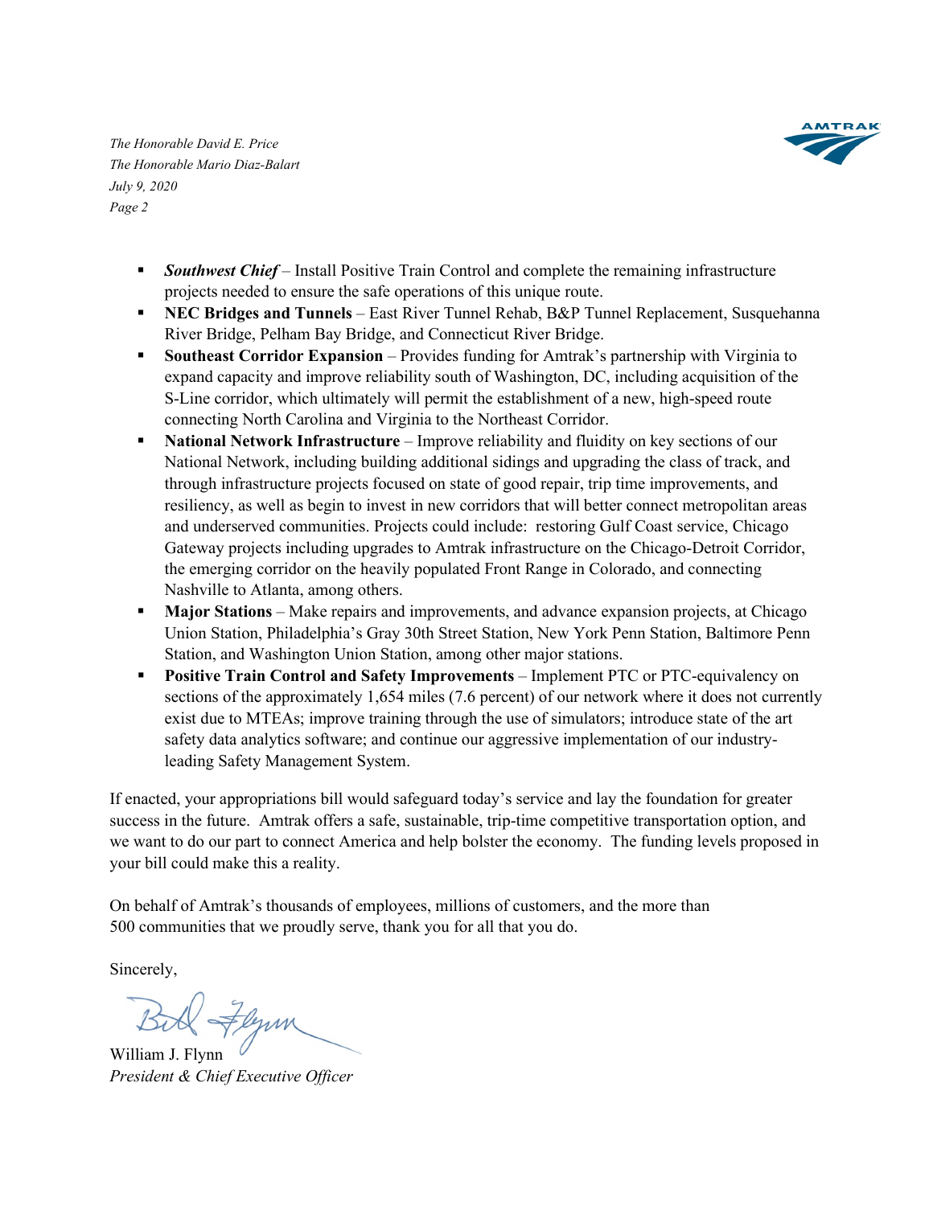- ***Southwest Chief*** – Install Positive Train Control and complete the remaining infrastructure projects needed to ensure the safe operations of this unique route.
- **NEC Bridges and Tunnels** – East River Tunnel Rehab, B&P Tunnel Replacement, Susquehanna River Bridge, Pelham Bay Bridge, and Connecticut River Bridge.
- **Southeast Corridor Expansion** – Provides funding for Amtrak's partnership with Virginia to expand capacity and improve reliability south of Washington, DC, including acquisition of the S-Line corridor, which ultimately will permit the establishment of a new, high-speed route connecting North Carolina and Virginia to the Northeast Corridor.
- **National Network Infrastructure** – Improve reliability and fluidity on key sections of our National Network, including building additional sidings and upgrading the class of track, and through infrastructure projects focused on state of good repair, trip time improvements, and resiliency, as well as begin to invest in new corridors that will better connect metropolitan areas and underserved communities. Projects could include: restoring Gulf Coast service, Chicago Gateway projects including upgrades to Amtrak infrastructure on the Chicago-Detroit Corridor, the emerging corridor on the heavily populated Front Range in Colorado, and connecting Nashville to Atlanta, among others.
- **Major Stations** – Make repairs and improvements, and advance expansion projects, at Chicago Union Station, Philadelphia's Gray 30th Street Station, New York Penn Station, Baltimore Penn Station, and Washington Union Station, among other major stations.
- **Positive Train Control and Safety Improvements** – Implement PTC or PTC-equivalency on sections of the approximately 1,654 miles (7.6 percent) of our network where it does not currently exist due to MTEAs; improve training through the use of simulators; introduce state of the art safety data analytics software; and continue our aggressive implementation of our industry-leading Safety Management System.

If enacted, your appropriations bill would safeguard today's service and lay the foundation for greater success in the future. Amtrak offers a safe, sustainable, trip-time competitive transportation option, and we want to do our part to connect America and help bolster the economy. The funding levels proposed in your bill could make this a reality.

On behalf of Amtrak's thousands of employees, millions of customers, and the more than 500 communities that we proudly serve, thank you for all that you do.

Sincerely,

William J. Flynn
*President & Chief Executive Officer*